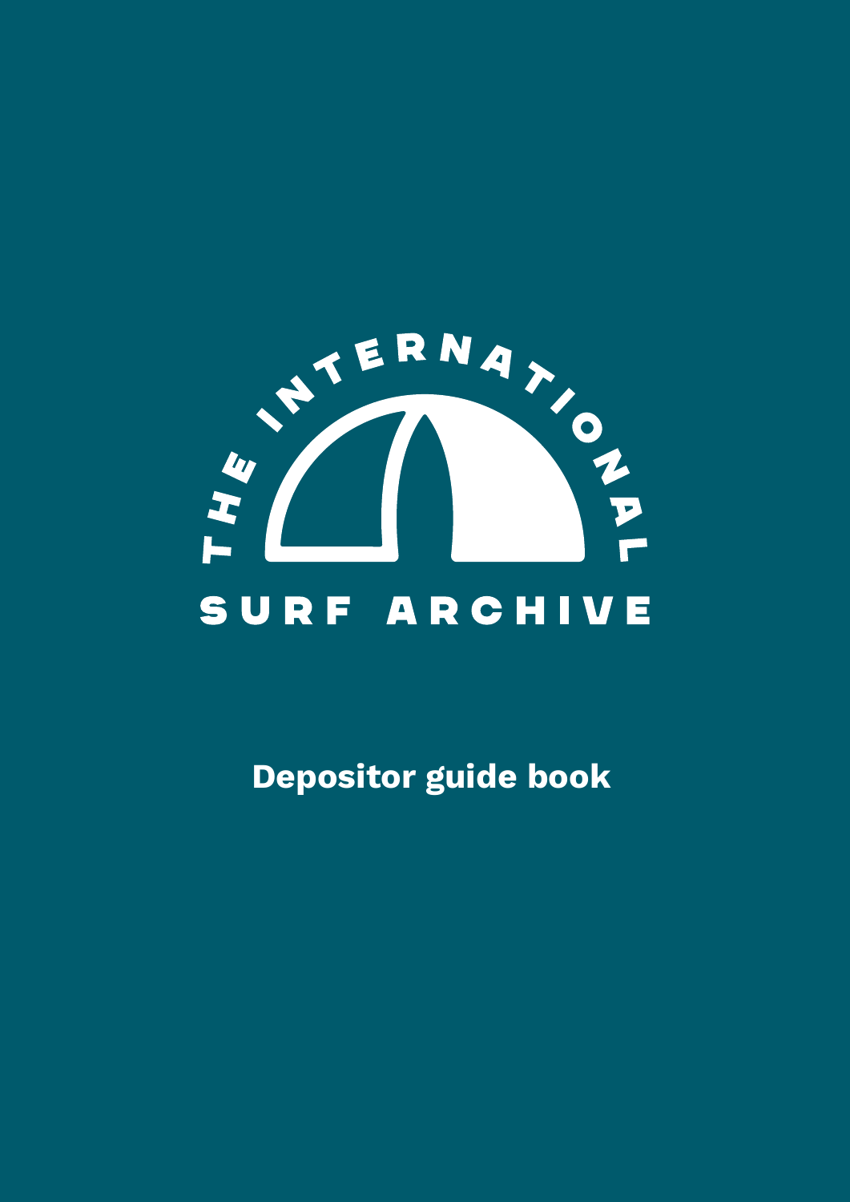THE INTERNATIONAL

SURF ARCHIVE

# Depositor guide book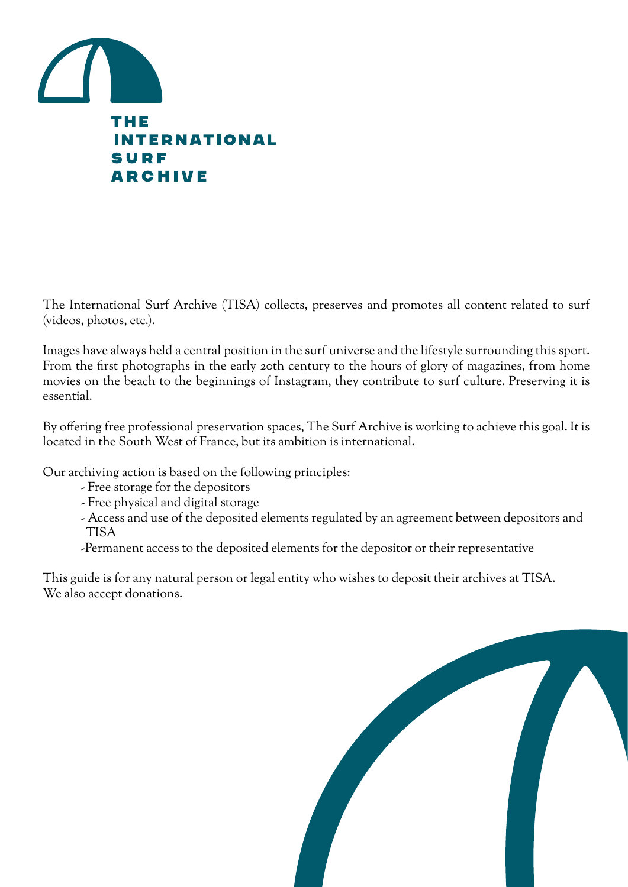# THE INTERNATIONAL SURF ARCHIVE

The International Surf Archive (TISA) collects, preserves and promotes all content related to surf (videos, photos, etc.).

Images have always held a central position in the surf universe and the lifestyle surrounding this sport. From the first photographs in the early 20th century to the hours of glory of magazines, from home movies on the beach to the beginnings of Instagram, they contribute to surf culture. Preserving it is essential.

By offering free professional preservation spaces, The Surf Archive is working to achieve this goal. It is located in the South West of France, but its ambition is international.

Our archiving action is based on the following principles:

- Free storage for the depositors
- Free physical and digital storage
- Access and use of the deposited elements regulated by an agreement between depositors and TISA
- Permanent access to the deposited elements for the depositor or their representative

This guide is for any natural person or legal entity who wishes to deposit their archives at TISA.
We also accept donations.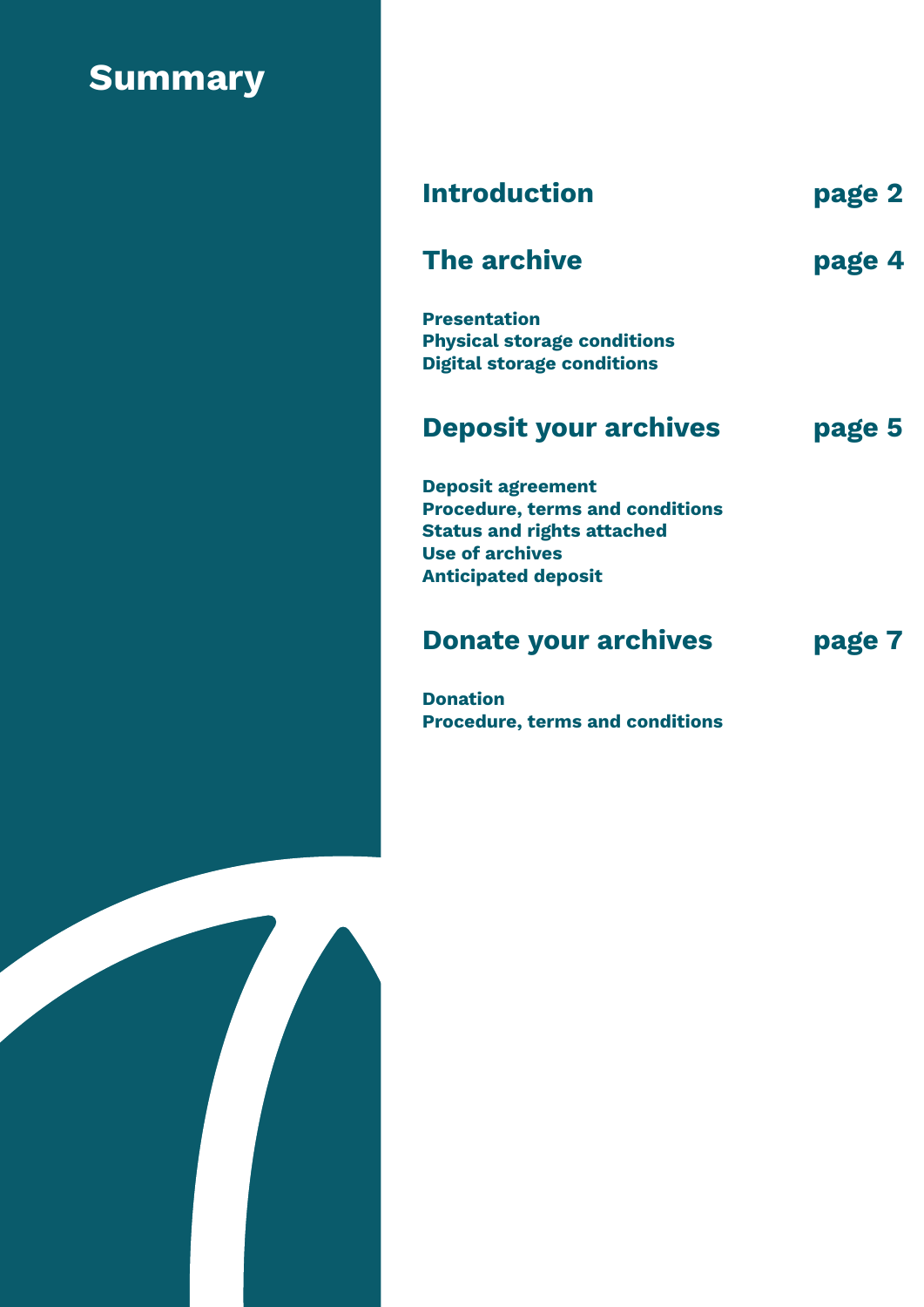# Summary

## Introduction — page 2

## The archive — page 4

**Presentation**
**Physical storage conditions**
**Digital storage conditions**

## Deposit your archives — page 5

**Deposit agreement**
**Procedure, terms and conditions**
**Status and rights attached**
**Use of archives**
**Anticipated deposit**

## Donate your archives — page 7

**Donation**
**Procedure, terms and conditions**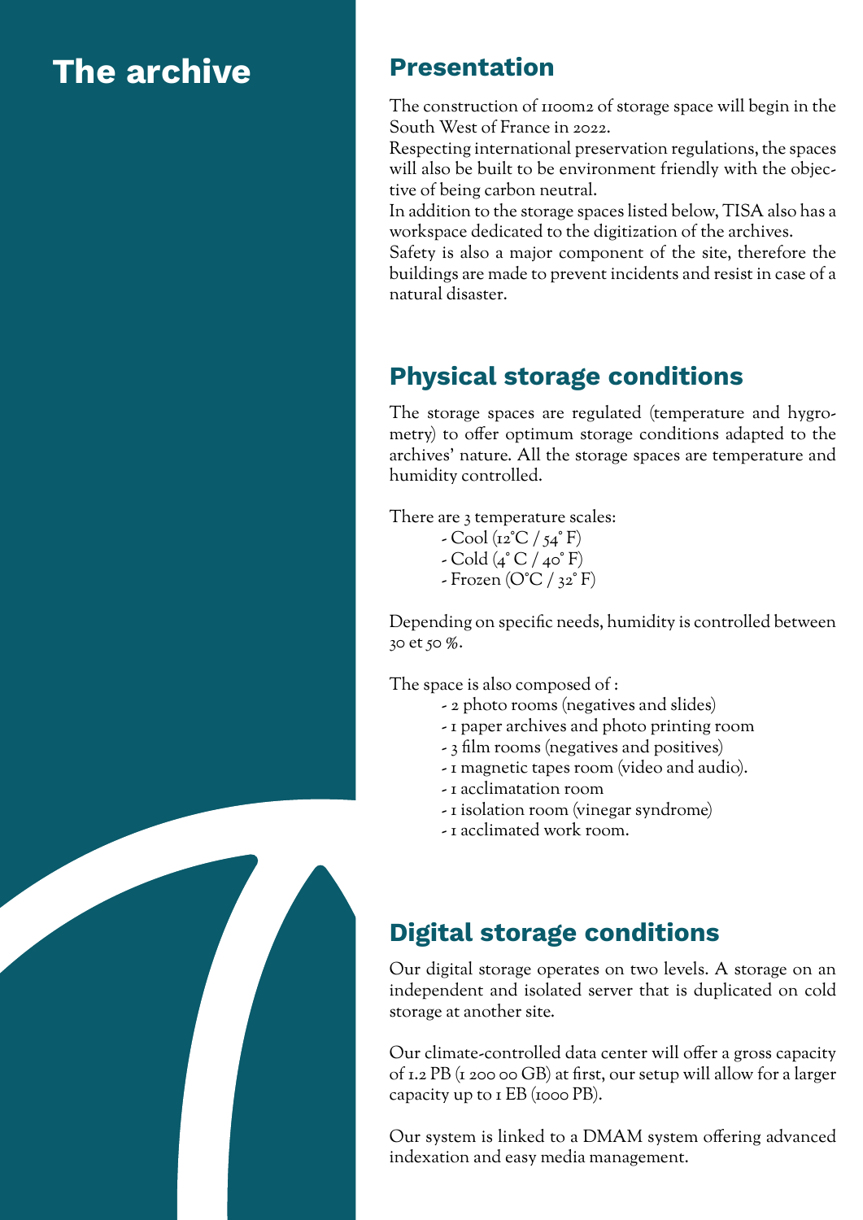# The archive

## Presentation

The construction of 1100m2 of storage space will begin in the South West of France in 2022.
Respecting international preservation regulations, the spaces will also be built to be environment friendly with the objective of being carbon neutral.
In addition to the storage spaces listed below, TISA also has a workspace dedicated to the digitization of the archives.
Safety is also a major component of the site, therefore the buildings are made to prevent incidents and resist in case of a natural disaster.

## Physical storage conditions

The storage spaces are regulated (temperature and hygrometry) to offer optimum storage conditions adapted to the archives' nature. All the storage spaces are temperature and humidity controlled.

There are 3 temperature scales:

- Cool (12°C / 54° F)
- Cold (4° C / 40° F)
- Frozen (O°C / 32° F)

Depending on specific needs, humidity is controlled between 30 et 50 %.

The space is also composed of :

- 2 photo rooms (negatives and slides)
- 1 paper archives and photo printing room
- 3 film rooms (negatives and positives)
- 1 magnetic tapes room (video and audio).
- 1 acclimatation room
- 1 isolation room (vinegar syndrome)
- 1 acclimated work room.

## Digital storage conditions

Our digital storage operates on two levels. A storage on an independent and isolated server that is duplicated on cold storage at another site.

Our climate-controlled data center will offer a gross capacity of 1.2 PB (1 200 00 GB) at first, our setup will allow for a larger capacity up to 1 EB (1000 PB).

Our system is linked to a DMAM system offering advanced indexation and easy media management.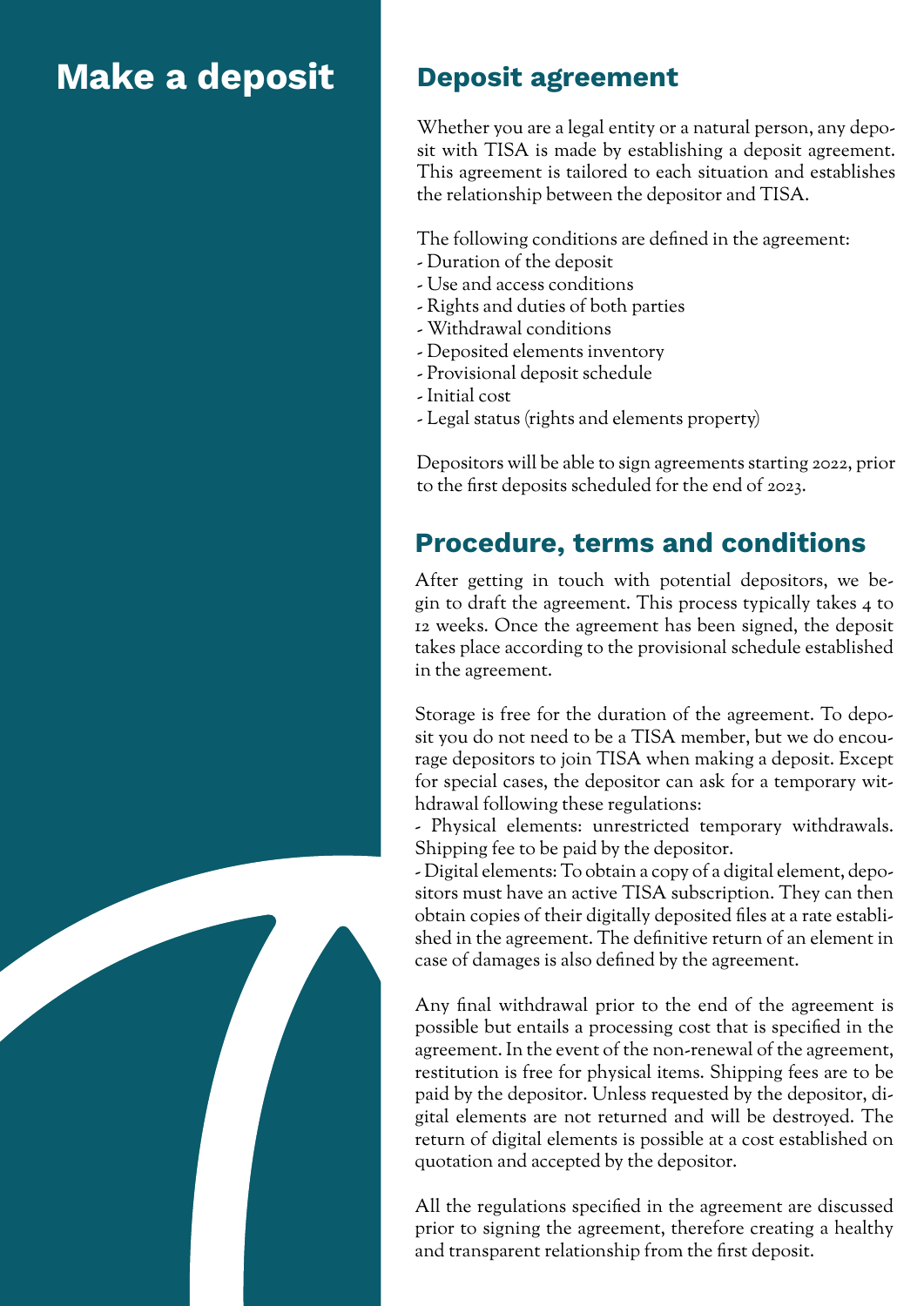# Make a deposit

## Deposit agreement

Whether you are a legal entity or a natural person, any deposit with TISA is made by establishing a deposit agreement. This agreement is tailored to each situation and establishes the relationship between the depositor and TISA.

The following conditions are defined in the agreement:

- Duration of the deposit
- Use and access conditions
- Rights and duties of both parties
- Withdrawal conditions
- Deposited elements inventory
- Provisional deposit schedule
- Initial cost
- Legal status (rights and elements property)

Depositors will be able to sign agreements starting 2022, prior to the first deposits scheduled for the end of 2023.

## Procedure, terms and conditions

After getting in touch with potential depositors, we begin to draft the agreement. This process typically takes 4 to 12 weeks. Once the agreement has been signed, the deposit takes place according to the provisional schedule established in the agreement.

Storage is free for the duration of the agreement. To deposit you do not need to be a TISA member, but we do encourage depositors to join TISA when making a deposit. Except for special cases, the depositor can ask for a temporary withdrawal following these regulations:

- Physical elements: unrestricted temporary withdrawals. Shipping fee to be paid by the depositor.
- Digital elements: To obtain a copy of a digital element, depositors must have an active TISA subscription. They can then obtain copies of their digitally deposited files at a rate established in the agreement. The definitive return of an element in case of damages is also defined by the agreement.

Any final withdrawal prior to the end of the agreement is possible but entails a processing cost that is specified in the agreement. In the event of the non-renewal of the agreement, restitution is free for physical items. Shipping fees are to be paid by the depositor. Unless requested by the depositor, digital elements are not returned and will be destroyed. The return of digital elements is possible at a cost established on quotation and accepted by the depositor.

All the regulations specified in the agreement are discussed prior to signing the agreement, therefore creating a healthy and transparent relationship from the first deposit.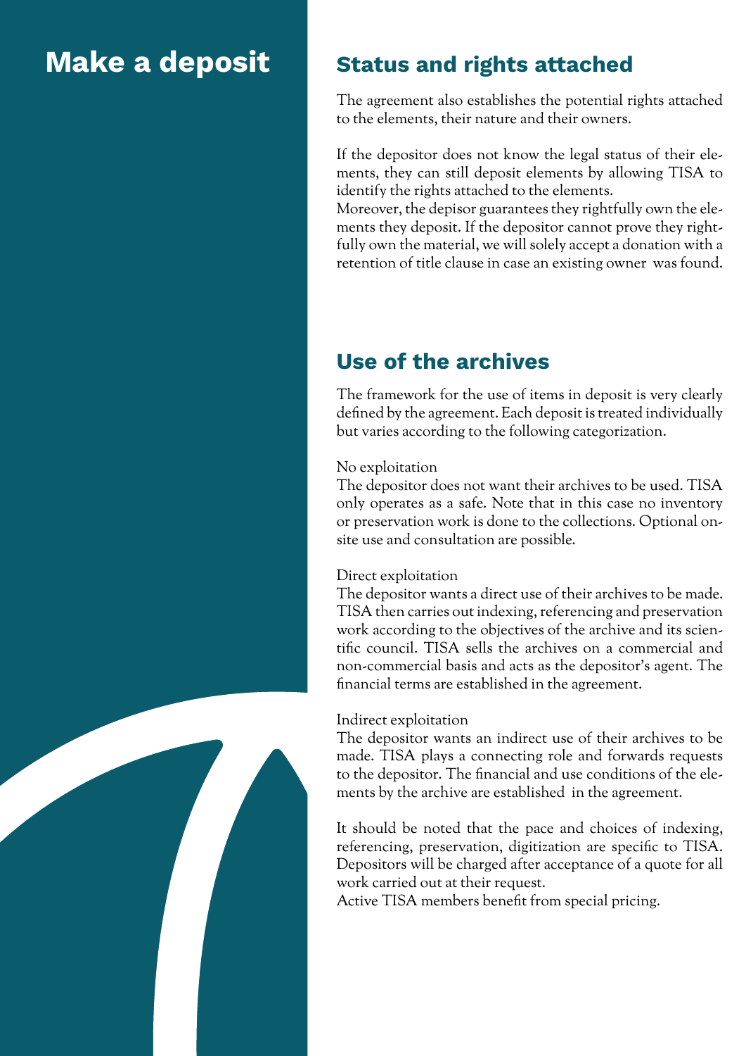# Make a deposit

## Status and rights attached

The agreement also establishes the potential rights attached to the elements, their nature and their owners.

If the depositor does not know the legal status of their elements, they can still deposit elements by allowing TISA to identify the rights attached to the elements.
Moreover, the depisor guarantees they rightfully own the elements they deposit. If the depositor cannot prove they rightfully own the material, we will solely accept a donation with a retention of title clause in case an existing owner was found.

## Use of the archives

The framework for the use of items in deposit is very clearly defined by the agreement. Each deposit is treated individually but varies according to the following categorization.

No exploitation
The depositor does not want their archives to be used. TISA only operates as a safe. Note that in this case no inventory or preservation work is done to the collections. Optional onsite use and consultation are possible.

Direct exploitation
The depositor wants a direct use of their archives to be made. TISA then carries out indexing, referencing and preservation work according to the objectives of the archive and its scientific council. TISA sells the archives on a commercial and non-commercial basis and acts as the depositor's agent. The financial terms are established in the agreement.

Indirect exploitation
The depositor wants an indirect use of their archives to be made. TISA plays a connecting role and forwards requests to the depositor. The financial and use conditions of the elements by the archive are established in the agreement.

It should be noted that the pace and choices of indexing, referencing, preservation, digitization are specific to TISA. Depositors will be charged after acceptance of a quote for all work carried out at their request.
Active TISA members benefit from special pricing.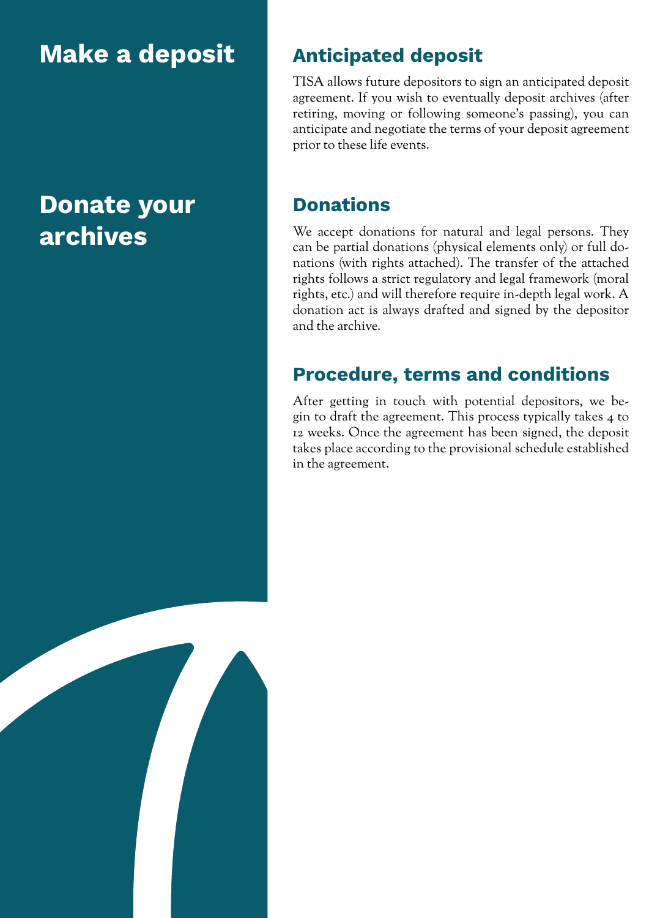# Make a deposit

## Anticipated deposit

TISA allows future depositors to sign an anticipated deposit agreement. If you wish to eventually deposit archives (after retiring, moving or following someone's passing), you can anticipate and negotiate the terms of your deposit agreement prior to these life events.

# Donate your archives

## Donations

We accept donations for natural and legal persons. They can be partial donations (physical elements only) or full donations (with rights attached). The transfer of the attached rights follows a strict regulatory and legal framework (moral rights, etc.) and will therefore require in-depth legal work. A donation act is always drafted and signed by the depositor and the archive.

## Procedure, terms and conditions

After getting in touch with potential depositors, we begin to draft the agreement. This process typically takes 4 to 12 weeks. Once the agreement has been signed, the deposit takes place according to the provisional schedule established in the agreement.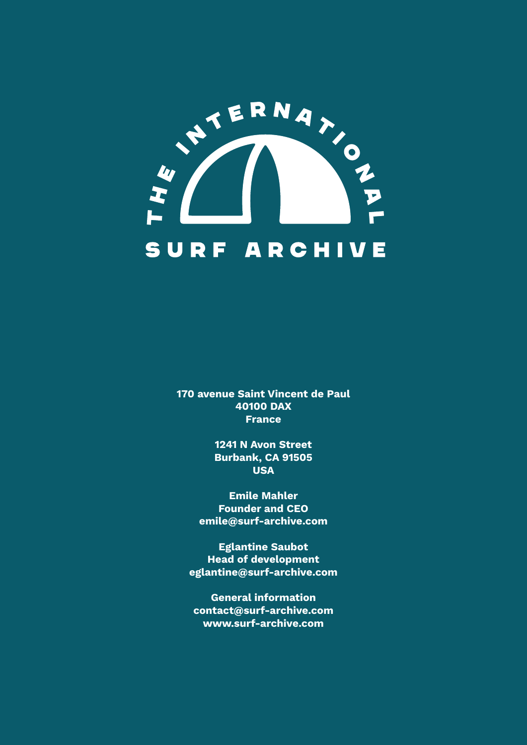THE INTERNATIONAL

SURF ARCHIVE

**170 avenue Saint Vincent de Paul**
**40100 DAX**
**France**

**1241 N Avon Street**
**Burbank, CA 91505**
**USA**

**Emile Mahler**
**Founder and CEO**
**emile@surf-archive.com**

**Eglantine Saubot**
**Head of development**
**eglantine@surf-archive.com**

**General information**
**contact@surf-archive.com**
**www.surf-archive.com**